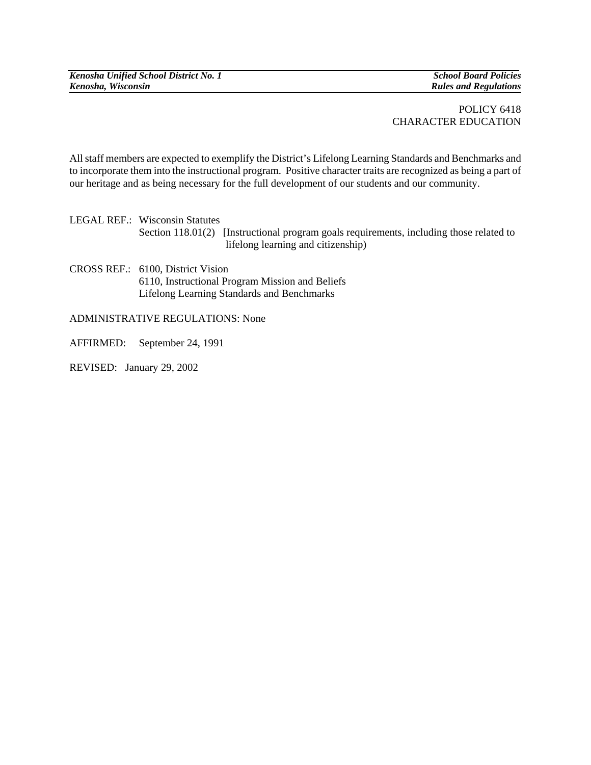*Kenosha Unified School District No. 1* | *School Board Policies*
*Kenosha, Wisconsin* | *Rules and Regulations*

POLICY 6418
CHARACTER EDUCATION

All staff members are expected to exemplify the District's Lifelong Learning Standards and Benchmarks and to incorporate them into the instructional program. Positive character traits are recognized as being a part of our heritage and as being necessary for the full development of our students and our community.

LEGAL REF.: Wisconsin Statutes
Section 118.01(2) [Instructional program goals requirements, including those related to lifelong learning and citizenship)

CROSS REF.: 6100, District Vision
6110, Instructional Program Mission and Beliefs
Lifelong Learning Standards and Benchmarks

ADMINISTRATIVE REGULATIONS: None

AFFIRMED: September 24, 1991

REVISED: January 29, 2002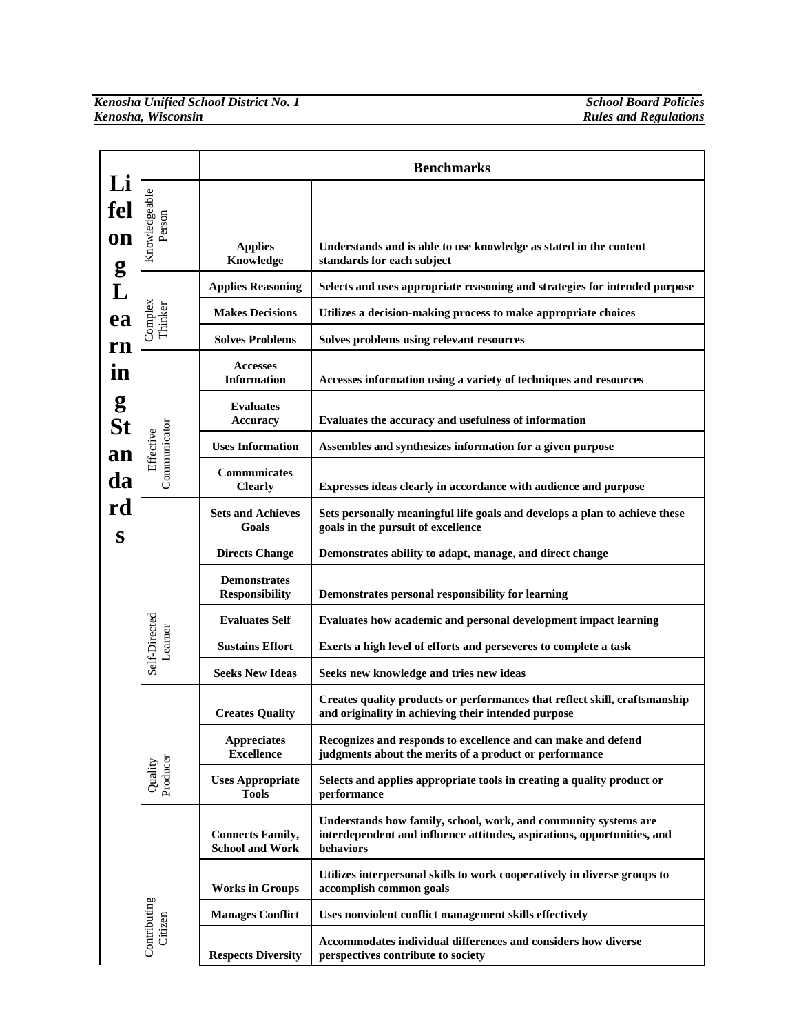| Lifelong Learning Standards | | Benchmarks | |
|---|---|---|---|
| | Knowledgeable Person | **Applies Knowledge** | **Understands and is able to use knowledge as stated in the content standards for each subject** |
| | Complex Thinker | **Applies Reasoning** | **Selects and uses appropriate reasoning and strategies for intended purpose** |
| | | **Makes Decisions** | **Utilizes a decision-making process to make appropriate choices** |
| | | **Solves Problems** | **Solves problems using relevant resources** |
| | Effective Communicator | **Accesses Information** | **Accesses information using a variety of techniques and resources** |
| | | **Evaluates Accuracy** | **Evaluates the accuracy and usefulness of information** |
| | | **Uses Information** | **Assembles and synthesizes information for a given purpose** |
| | | **Communicates Clearly** | **Expresses ideas clearly in accordance with audience and purpose** |
| | Self-Directed Learner | **Sets and Achieves Goals** | **Sets personally meaningful life goals and develops a plan to achieve these goals in the pursuit of excellence** |
| | | **Directs Change** | **Demonstrates ability to adapt, manage, and direct change** |
| | | **Demonstrates Responsibility** | **Demonstrates personal responsibility for learning** |
| | | **Evaluates Self** | **Evaluates how academic and personal development impact learning** |
| | | **Sustains Effort** | **Exerts a high level of efforts and perseveres to complete a task** |
| | | **Seeks New Ideas** | **Seeks new knowledge and tries new ideas** |
| | Quality Producer | **Creates Quality** | **Creates quality products or performances that reflect skill, craftsmanship and originality in achieving their intended purpose** |
| | | **Appreciates Excellence** | **Recognizes and responds to excellence and can make and defend judgments about the merits of a product or performance** |
| | | **Uses Appropriate Tools** | **Selects and applies appropriate tools in creating a quality product or performance** |
| | Contributing Citizen | **Connects Family, School and Work** | **Understands how family, school, work, and community systems are interdependent and influence attitudes, aspirations, opportunities, and behaviors** |
| | | **Works in Groups** | **Utilizes interpersonal skills to work cooperatively in diverse groups to accomplish common goals** |
| | | **Manages Conflict** | **Uses nonviolent conflict management skills effectively** |
| | | **Respects Diversity** | **Accommodates individual differences and considers how diverse perspectives contribute to society** |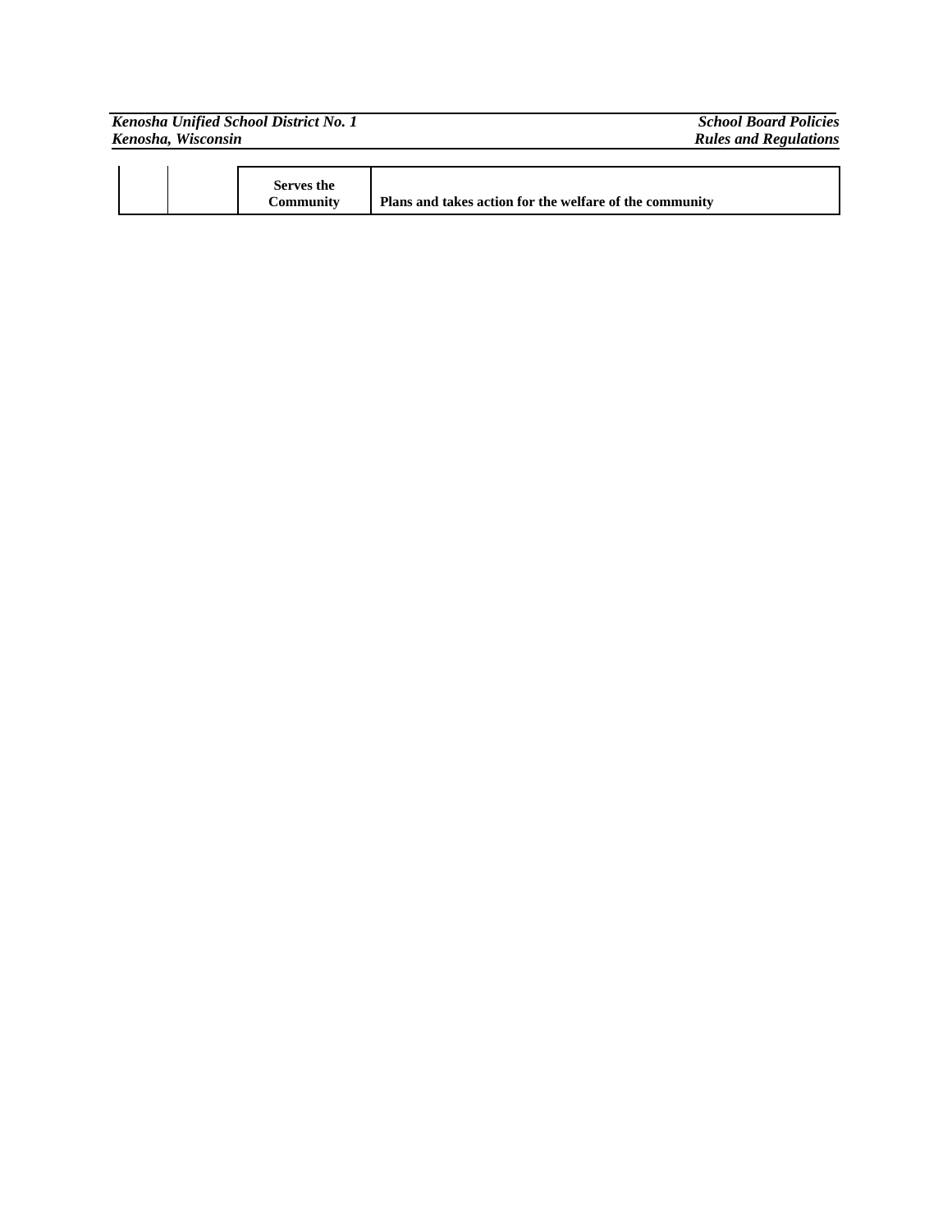| | | **Serves the Community** | **Plans and takes action for the welfare of the community** |
|---|---|---|---|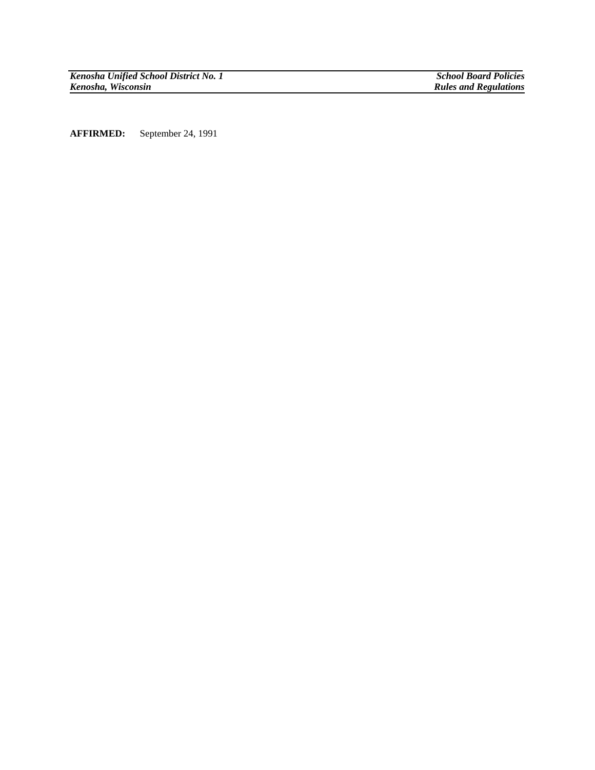**AFFIRMED:** September 24, 1991